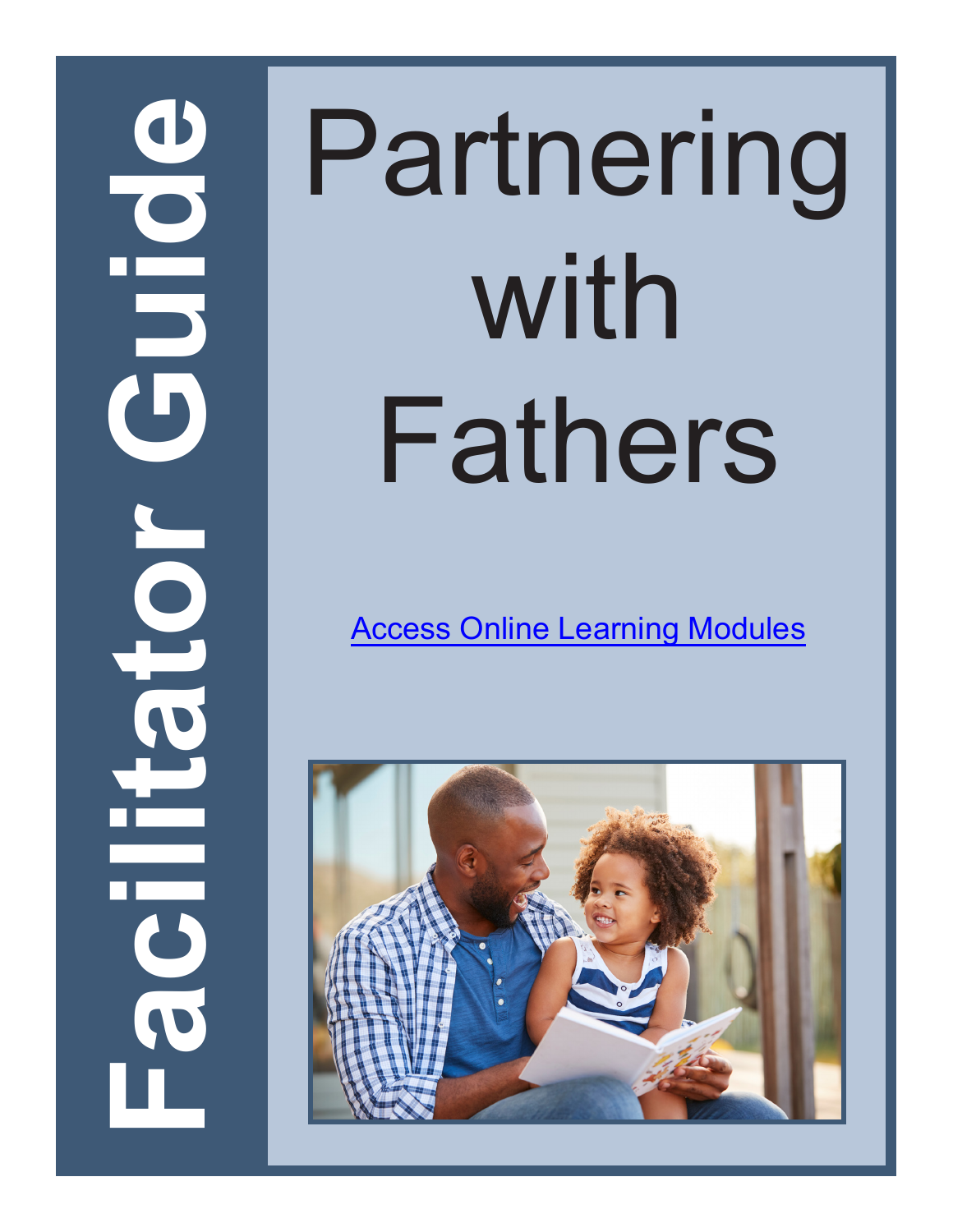# Facilitator Guide

# Partnering with Fathers

[Access Online Learning Modules]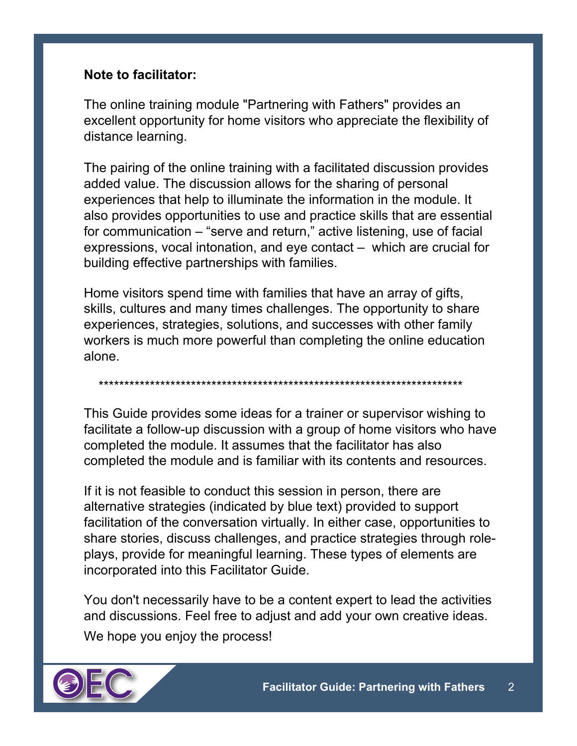**Note to facilitator:**

The online training module "Partnering with Fathers" provides an excellent opportunity for home visitors who appreciate the flexibility of distance learning.

The pairing of the online training with a facilitated discussion provides added value. The discussion allows for the sharing of personal experiences that help to illuminate the information in the module. It also provides opportunities to use and practice skills that are essential for communication – "serve and return," active listening, use of facial expressions, vocal intonation, and eye contact – which are crucial for building effective partnerships with families.

Home visitors spend time with families that have an array of gifts, skills, cultures and many times challenges. The opportunity to share experiences, strategies, solutions, and successes with other family workers is much more powerful than completing the online education alone.

************************************************************************

This Guide provides some ideas for a trainer or supervisor wishing to facilitate a follow-up discussion with a group of home visitors who have completed the module. It assumes that the facilitator has also completed the module and is familiar with its contents and resources.

If it is not feasible to conduct this session in person, there are alternative strategies (indicated by blue text) provided to support facilitation of the conversation virtually. In either case, opportunities to share stories, discuss challenges, and practice strategies through role-plays, provide for meaningful learning. These types of elements are incorporated into this Facilitator Guide.

You don't necessarily have to be a content expert to lead the activities and discussions. Feel free to adjust and add your own creative ideas.

We hope you enjoy the process!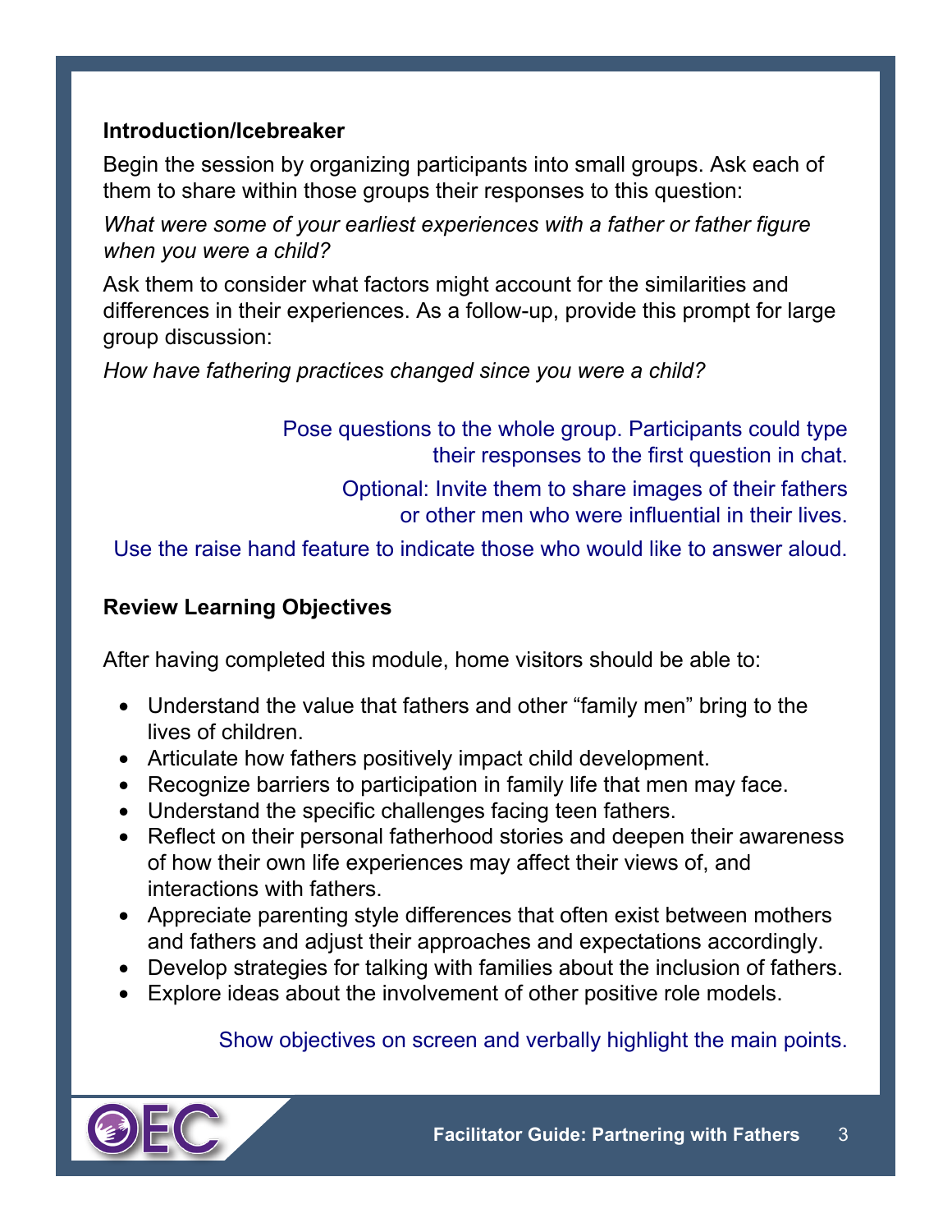### Introduction/Icebreaker

Begin the session by organizing participants into small groups. Ask each of them to share within those groups their responses to this question:

*What were some of your earliest experiences with a father or father figure when you were a child?*

Ask them to consider what factors might account for the similarities and differences in their experiences. As a follow-up, provide this prompt for large group discussion:

*How have fathering practices changed since you were a child?*

Pose questions to the whole group. Participants could type their responses to the first question in chat.

Optional: Invite them to share images of their fathers or other men who were influential in their lives.

Use the raise hand feature to indicate those who would like to answer aloud.

### Review Learning Objectives

After having completed this module, home visitors should be able to:

- Understand the value that fathers and other "family men" bring to the lives of children.
- Articulate how fathers positively impact child development.
- Recognize barriers to participation in family life that men may face.
- Understand the specific challenges facing teen fathers.
- Reflect on their personal fatherhood stories and deepen their awareness of how their own life experiences may affect their views of, and interactions with fathers.
- Appreciate parenting style differences that often exist between mothers and fathers and adjust their approaches and expectations accordingly.
- Develop strategies for talking with families about the inclusion of fathers.
- Explore ideas about the involvement of other positive role models.

Show objectives on screen and verbally highlight the main points.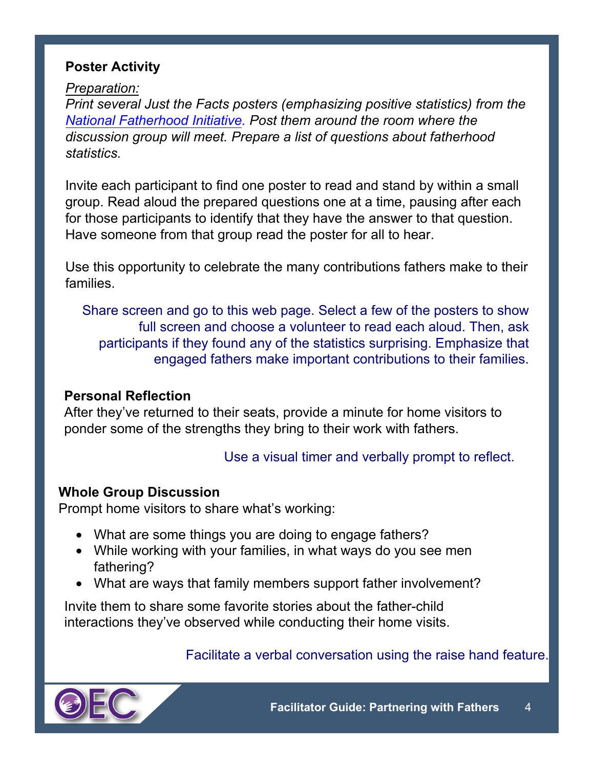**Poster Activity**

*Preparation:*
*Print several Just the Facts posters (emphasizing positive statistics) from the National Fatherhood Initiative. Post them around the room where the discussion group will meet. Prepare a list of questions about fatherhood statistics.*

Invite each participant to find one poster to read and stand by within a small group. Read aloud the prepared questions one at a time, pausing after each for those participants to identify that they have the answer to that question. Have someone from that group read the poster for all to hear.

Use this opportunity to celebrate the many contributions fathers make to their families.

Share screen and go to this web page. Select a few of the posters to show full screen and choose a volunteer to read each aloud. Then, ask participants if they found any of the statistics surprising. Emphasize that engaged fathers make important contributions to their families.

**Personal Reflection**

After they've returned to their seats, provide a minute for home visitors to ponder some of the strengths they bring to their work with fathers.

Use a visual timer and verbally prompt to reflect.

**Whole Group Discussion**

Prompt home visitors to share what's working:

- What are some things you are doing to engage fathers?
- While working with your families, in what ways do you see men fathering?
- What are ways that family members support father involvement?

Invite them to share some favorite stories about the father-child interactions they've observed while conducting their home visits.

Facilitate a verbal conversation using the raise hand feature.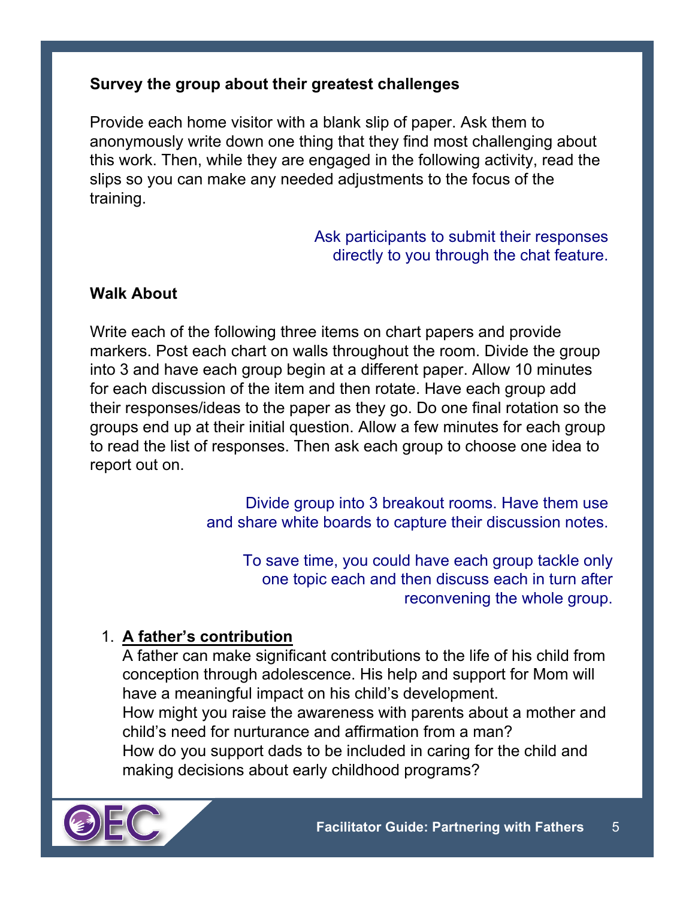**Survey the group about their greatest challenges**

Provide each home visitor with a blank slip of paper. Ask them to anonymously write down one thing that they find most challenging about this work. Then, while they are engaged in the following activity, read the slips so you can make any needed adjustments to the focus of the training.

Ask participants to submit their responses directly to you through the chat feature.

**Walk About**

Write each of the following three items on chart papers and provide markers. Post each chart on walls throughout the room. Divide the group into 3 and have each group begin at a different paper. Allow 10 minutes for each discussion of the item and then rotate. Have each group add their responses/ideas to the paper as they go. Do one final rotation so the groups end up at their initial question. Allow a few minutes for each group to read the list of responses. Then ask each group to choose one idea to report out on.

Divide group into 3 breakout rooms. Have them use and share white boards to capture their discussion notes.

To save time, you could have each group tackle only one topic each and then discuss each in turn after reconvening the whole group.

1. **A father's contribution**
   A father can make significant contributions to the life of his child from conception through adolescence. His help and support for Mom will have a meaningful impact on his child's development.
   How might you raise the awareness with parents about a mother and child's need for nurturance and affirmation from a man?
   How do you support dads to be included in caring for the child and making decisions about early childhood programs?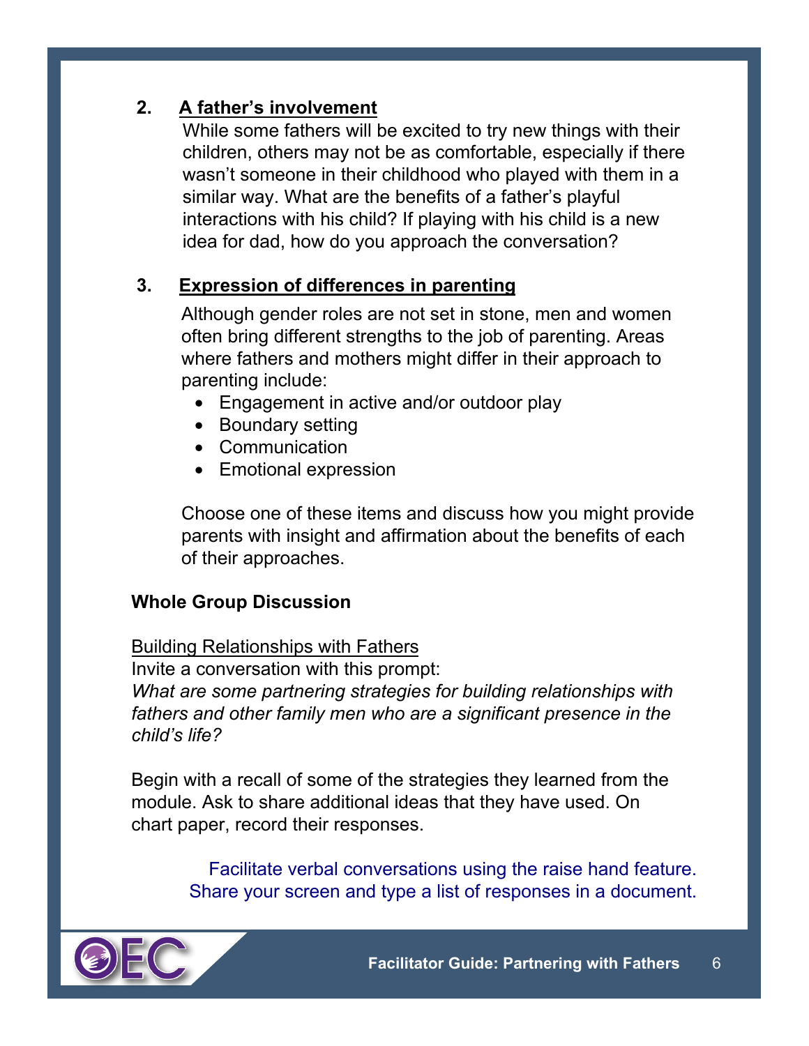2. **A father's involvement**

   While some fathers will be excited to try new things with their children, others may not be as comfortable, especially if there wasn't someone in their childhood who played with them in a similar way. What are the benefits of a father's playful interactions with his child? If playing with his child is a new idea for dad, how do you approach the conversation?

3. **Expression of differences in parenting**

   Although gender roles are not set in stone, men and women often bring different strengths to the job of parenting. Areas where fathers and mothers might differ in their approach to parenting include:

   - Engagement in active and/or outdoor play
   - Boundary setting
   - Communication
   - Emotional expression

   Choose one of these items and discuss how you might provide parents with insight and affirmation about the benefits of each of their approaches.

**Whole Group Discussion**

Building Relationships with Fathers

Invite a conversation with this prompt:

*What are some partnering strategies for building relationships with fathers and other family men who are a significant presence in the child's life?*

Begin with a recall of some of the strategies they learned from the module. Ask to share additional ideas that they have used. On chart paper, record their responses.

Facilitate verbal conversations using the raise hand feature. Share your screen and type a list of responses in a document.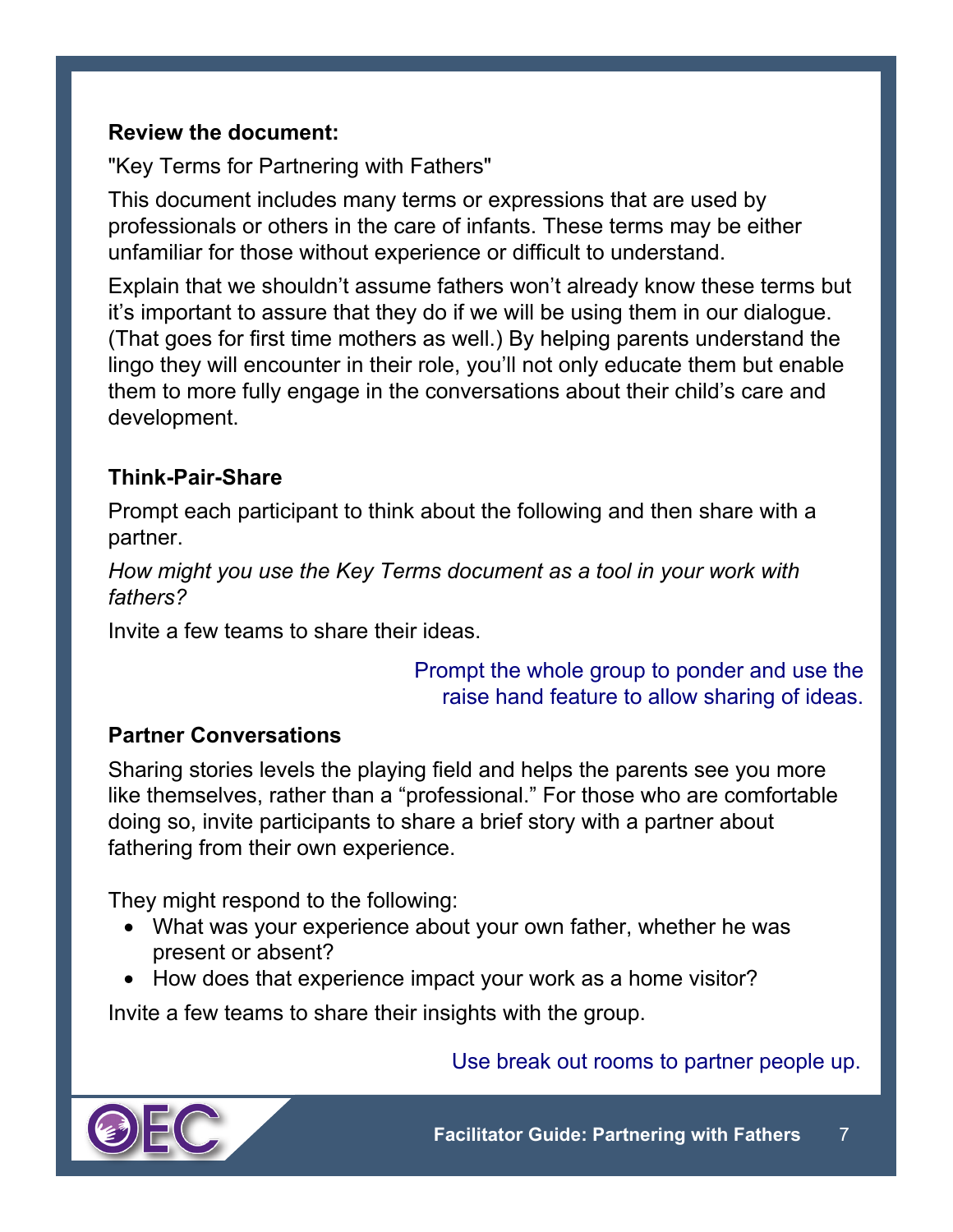**Review the document:**

"Key Terms for Partnering with Fathers"

This document includes many terms or expressions that are used by professionals or others in the care of infants. These terms may be either unfamiliar for those without experience or difficult to understand.

Explain that we shouldn't assume fathers won't already know these terms but it's important to assure that they do if we will be using them in our dialogue. (That goes for first time mothers as well.) By helping parents understand the lingo they will encounter in their role, you'll not only educate them but enable them to more fully engage in the conversations about their child's care and development.

**Think-Pair-Share**

Prompt each participant to think about the following and then share with a partner.

*How might you use the Key Terms document as a tool in your work with fathers?*

Invite a few teams to share their ideas.

Prompt the whole group to ponder and use the raise hand feature to allow sharing of ideas.

**Partner Conversations**

Sharing stories levels the playing field and helps the parents see you more like themselves, rather than a "professional." For those who are comfortable doing so, invite participants to share a brief story with a partner about fathering from their own experience.

They might respond to the following:

- What was your experience about your own father, whether he was present or absent?
- How does that experience impact your work as a home visitor?

Invite a few teams to share their insights with the group.

Use break out rooms to partner people up.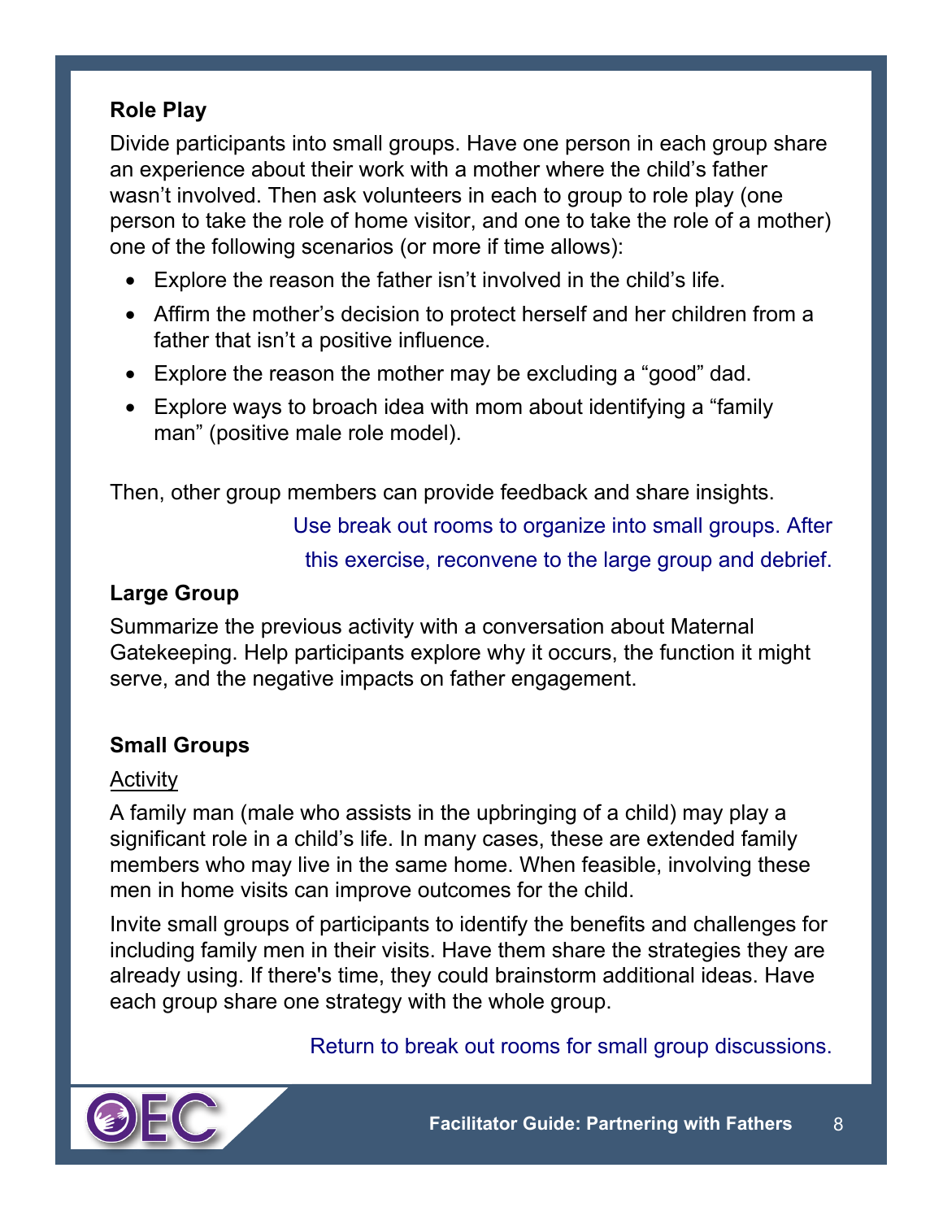### Role Play

Divide participants into small groups. Have one person in each group share an experience about their work with a mother where the child's father wasn't involved. Then ask volunteers in each to group to role play (one person to take the role of home visitor, and one to take the role of a mother) one of the following scenarios (or more if time allows):

- Explore the reason the father isn't involved in the child's life.
- Affirm the mother's decision to protect herself and her children from a father that isn't a positive influence.
- Explore the reason the mother may be excluding a "good" dad.
- Explore ways to broach idea with mom about identifying a "family man" (positive male role model).

Then, other group members can provide feedback and share insights.

Use break out rooms to organize into small groups. After this exercise, reconvene to the large group and debrief.

### Large Group

Summarize the previous activity with a conversation about Maternal Gatekeeping. Help participants explore why it occurs, the function it might serve, and the negative impacts on father engagement.

### Small Groups

Activity

A family man (male who assists in the upbringing of a child) may play a significant role in a child's life. In many cases, these are extended family members who may live in the same home. When feasible, involving these men in home visits can improve outcomes for the child.

Invite small groups of participants to identify the benefits and challenges for including family men in their visits. Have them share the strategies they are already using. If there's time, they could brainstorm additional ideas. Have each group share one strategy with the whole group.

Return to break out rooms for small group discussions.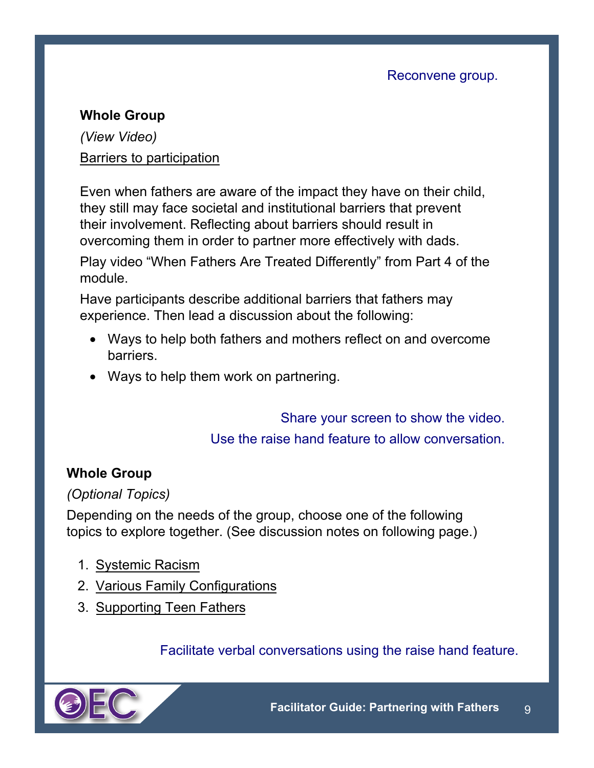Reconvene group.

**Whole Group**

*(View Video)*

Barriers to participation

Even when fathers are aware of the impact they have on their child, they still may face societal and institutional barriers that prevent their involvement. Reflecting about barriers should result in overcoming them in order to partner more effectively with dads.

Play video "When Fathers Are Treated Differently" from Part 4 of the module.

Have participants describe additional barriers that fathers may experience. Then lead a discussion about the following:

- Ways to help both fathers and mothers reflect on and overcome barriers.
- Ways to help them work on partnering.

Share your screen to show the video.

Use the raise hand feature to allow conversation.

**Whole Group**

*(Optional Topics)*

Depending on the needs of the group, choose one of the following topics to explore together. (See discussion notes on following page.)

1. Systemic Racism
2. Various Family Configurations
3. Supporting Teen Fathers

Facilitate verbal conversations using the raise hand feature.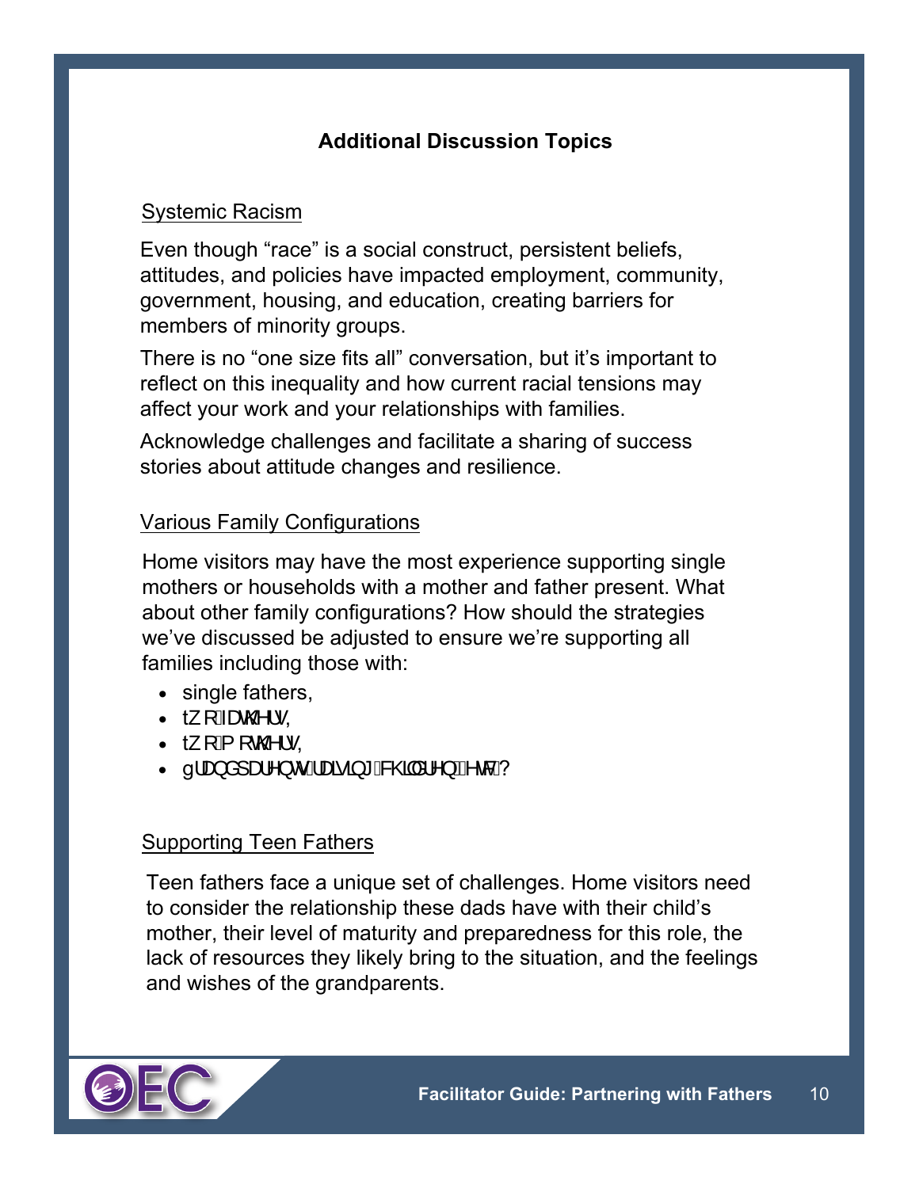## Additional Discussion Topics

### Systemic Racism

Even though "race" is a social construct, persistent beliefs, attitudes, and policies have impacted employment, community, government, housing, and education, creating barriers for members of minority groups.

There is no "one size fits all" conversation, but it's important to reflect on this inequality and how current racial tensions may affect your work and your relationships with families.

Acknowledge challenges and facilitate a sharing of success stories about attitude changes and resilience.

### Various Family Configurations

Home visitors may have the most experience supporting single mothers or households with a mother and father present. What about other family configurations? How should the strategies we've discussed be adjusted to ensure we're supporting all families including those with:

- single fathers,
- tZR IDWKHUV,
- tZR PRWKHUV,
- gUDQGSDUHQWV UDLVLQJ FKLOGUHQ HWF?

### Supporting Teen Fathers

Teen fathers face a unique set of challenges. Home visitors need to consider the relationship these dads have with their child's mother, their level of maturity and preparedness for this role, the lack of resources they likely bring to the situation, and the feelings and wishes of the grandparents.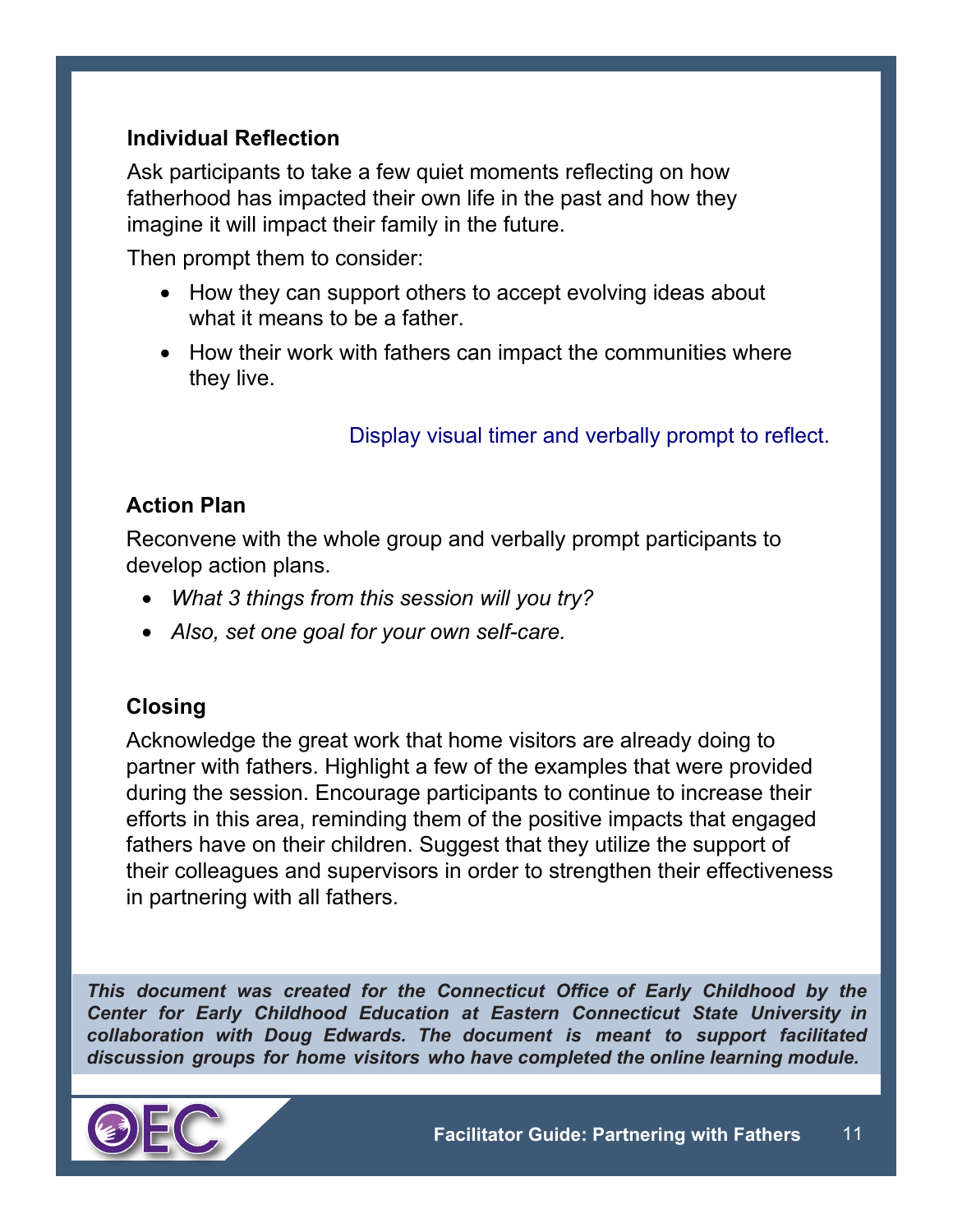### Individual Reflection

Ask participants to take a few quiet moments reflecting on how fatherhood has impacted their own life in the past and how they imagine it will impact their family in the future.

Then prompt them to consider:

- How they can support others to accept evolving ideas about what it means to be a father.
- How their work with fathers can impact the communities where they live.

Display visual timer and verbally prompt to reflect.

### Action Plan

Reconvene with the whole group and verbally prompt participants to develop action plans.

- *What 3 things from this session will you try?*
- *Also, set one goal for your own self-care.*

### Closing

Acknowledge the great work that home visitors are already doing to partner with fathers. Highlight a few of the examples that were provided during the session. Encourage participants to continue to increase their efforts in this area, reminding them of the positive impacts that engaged fathers have on their children. Suggest that they utilize the support of their colleagues and supervisors in order to strengthen their effectiveness in partnering with all fathers.

***This document was created for the Connecticut Office of Early Childhood by the Center for Early Childhood Education at Eastern Connecticut State University in collaboration with Doug Edwards. The document is meant to support facilitated discussion groups for home visitors who have completed the online learning module.***